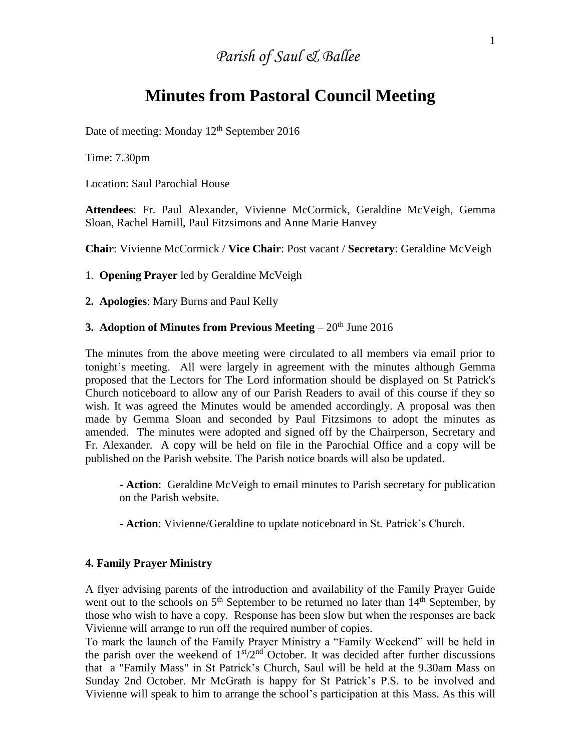*Parish of Saul & Ballee*

# Minutes from Pastoral Council Meeting

Date of meeting: Monday 12th September 2016

Time: 7.30pm

Location: Saul Parochial House

**Attendees**: Fr. Paul Alexander, Vivienne McCormick, Geraldine McVeigh, Gemma Sloan, Rachel Hamill, Paul Fitzsimons and Anne Marie Hanvey

**Chair**: Vivienne McCormick / **Vice Chair**: Post vacant / **Secretary**: Geraldine McVeigh

1. **Opening Prayer** led by Geraldine McVeigh

**2. Apologies**: Mary Burns and Paul Kelly

**3. Adoption of Minutes from Previous Meeting** – 20th June 2016

The minutes from the above meeting were circulated to all members via email prior to tonight's meeting. All were largely in agreement with the minutes although Gemma proposed that the Lectors for The Lord information should be displayed on St Patrick's Church noticeboard to allow any of our Parish Readers to avail of this course if they so wish. It was agreed the Minutes would be amended accordingly. A proposal was then made by Gemma Sloan and seconded by Paul Fitzsimons to adopt the minutes as amended. The minutes were adopted and signed off by the Chairperson, Secretary and Fr. Alexander. A copy will be held on file in the Parochial Office and a copy will be published on the Parish website. The Parish notice boards will also be updated.

> **- Action**: Geraldine McVeigh to email minutes to Parish secretary for publication on the Parish website.
>
> - **Action**: Vivienne/Geraldine to update noticeboard in St. Patrick's Church.

**4. Family Prayer Ministry**

A flyer advising parents of the introduction and availability of the Family Prayer Guide went out to the schools on 5th September to be returned no later than 14th September, by those who wish to have a copy. Response has been slow but when the responses are back Vivienne will arrange to run off the required number of copies.
To mark the launch of the Family Prayer Ministry a "Family Weekend" will be held in the parish over the weekend of 1st/2nd October. It was decided after further discussions that a "Family Mass" in St Patrick's Church, Saul will be held at the 9.30am Mass on Sunday 2nd October. Mr McGrath is happy for St Patrick's P.S. to be involved and Vivienne will speak to him to arrange the school's participation at this Mass. As this will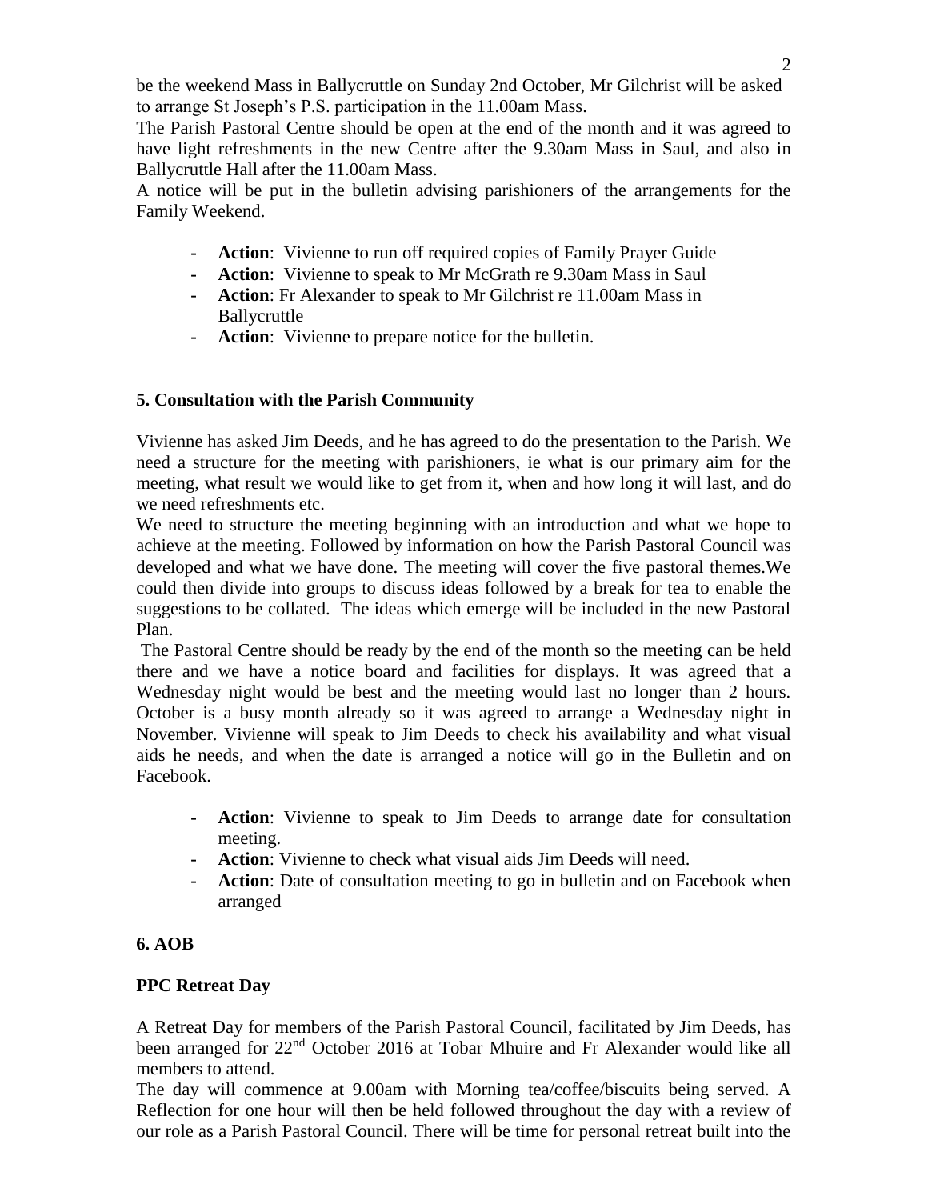be the weekend Mass in Ballycruttle on Sunday 2nd October, Mr Gilchrist will be asked to arrange St Joseph's P.S. participation in the 11.00am Mass.

The Parish Pastoral Centre should be open at the end of the month and it was agreed to have light refreshments in the new Centre after the 9.30am Mass in Saul, and also in Ballycruttle Hall after the 11.00am Mass.

A notice will be put in the bulletin advising parishioners of the arrangements for the Family Weekend.

- **Action**: Vivienne to run off required copies of Family Prayer Guide
- **Action**: Vivienne to speak to Mr McGrath re 9.30am Mass in Saul
- **Action**: Fr Alexander to speak to Mr Gilchrist re 11.00am Mass in Ballycruttle
- **Action**: Vivienne to prepare notice for the bulletin.

### 5. Consultation with the Parish Community

Vivienne has asked Jim Deeds, and he has agreed to do the presentation to the Parish. We need a structure for the meeting with parishioners, ie what is our primary aim for the meeting, what result we would like to get from it, when and how long it will last, and do we need refreshments etc.

We need to structure the meeting beginning with an introduction and what we hope to achieve at the meeting. Followed by information on how the Parish Pastoral Council was developed and what we have done. The meeting will cover the five pastoral themes.We could then divide into groups to discuss ideas followed by a break for tea to enable the suggestions to be collated. The ideas which emerge will be included in the new Pastoral Plan.

The Pastoral Centre should be ready by the end of the month so the meeting can be held there and we have a notice board and facilities for displays. It was agreed that a Wednesday night would be best and the meeting would last no longer than 2 hours. October is a busy month already so it was agreed to arrange a Wednesday night in November. Vivienne will speak to Jim Deeds to check his availability and what visual aids he needs, and when the date is arranged a notice will go in the Bulletin and on Facebook.

- **Action**: Vivienne to speak to Jim Deeds to arrange date for consultation meeting.
- **Action**: Vivienne to check what visual aids Jim Deeds will need.
- **Action**: Date of consultation meeting to go in bulletin and on Facebook when arranged

### 6. AOB

**PPC Retreat Day**

A Retreat Day for members of the Parish Pastoral Council, facilitated by Jim Deeds, has been arranged for 22nd October 2016 at Tobar Mhuire and Fr Alexander would like all members to attend.

The day will commence at 9.00am with Morning tea/coffee/biscuits being served. A Reflection for one hour will then be held followed throughout the day with a review of our role as a Parish Pastoral Council. There will be time for personal retreat built into the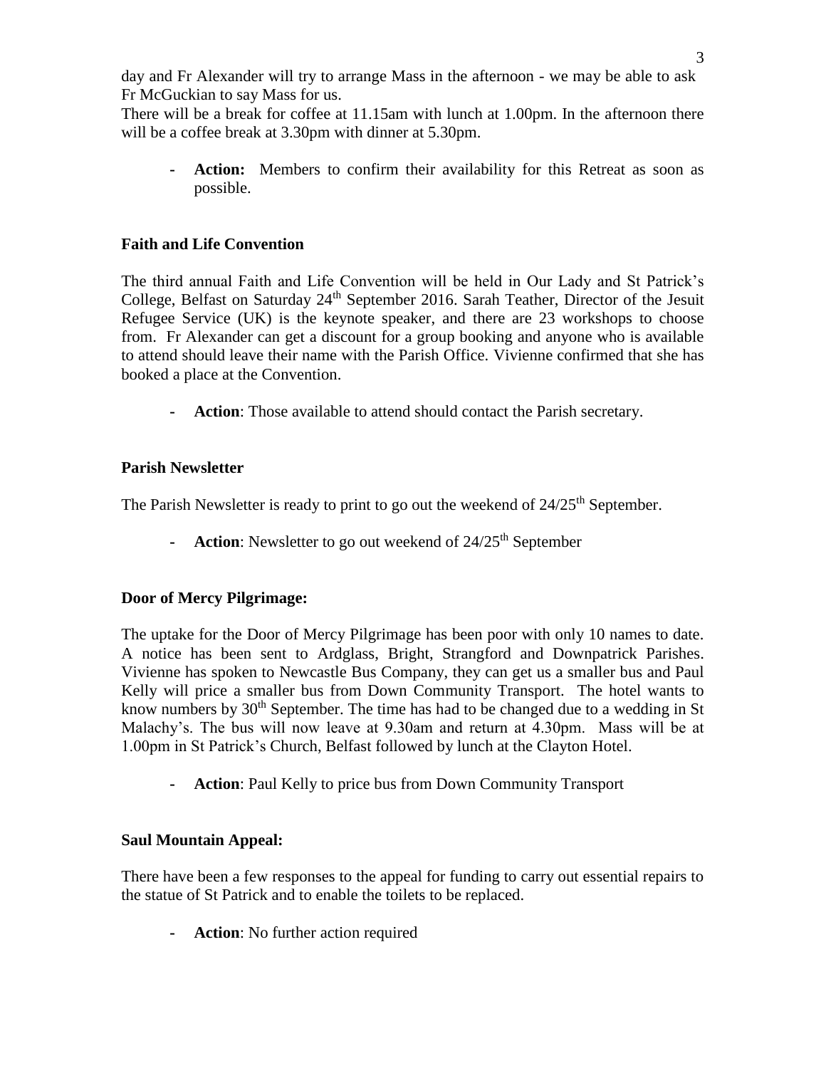day and Fr Alexander will try to arrange Mass in the afternoon - we may be able to ask Fr McGuckian to say Mass for us.
There will be a break for coffee at 11.15am with lunch at 1.00pm. In the afternoon there will be a coffee break at 3.30pm with dinner at 5.30pm.

- **Action:** Members to confirm their availability for this Retreat as soon as possible.

**Faith and Life Convention**

The third annual Faith and Life Convention will be held in Our Lady and St Patrick's College, Belfast on Saturday 24th September 2016. Sarah Teather, Director of the Jesuit Refugee Service (UK) is the keynote speaker, and there are 23 workshops to choose from. Fr Alexander can get a discount for a group booking and anyone who is available to attend should leave their name with the Parish Office. Vivienne confirmed that she has booked a place at the Convention.

- **Action**: Those available to attend should contact the Parish secretary.

**Parish Newsletter**

The Parish Newsletter is ready to print to go out the weekend of 24/25th September.

- **Action**: Newsletter to go out weekend of 24/25th September

**Door of Mercy Pilgrimage:**

The uptake for the Door of Mercy Pilgrimage has been poor with only 10 names to date. A notice has been sent to Ardglass, Bright, Strangford and Downpatrick Parishes. Vivienne has spoken to Newcastle Bus Company, they can get us a smaller bus and Paul Kelly will price a smaller bus from Down Community Transport. The hotel wants to know numbers by 30th September. The time has had to be changed due to a wedding in St Malachy's. The bus will now leave at 9.30am and return at 4.30pm. Mass will be at 1.00pm in St Patrick's Church, Belfast followed by lunch at the Clayton Hotel.

- **Action**: Paul Kelly to price bus from Down Community Transport

**Saul Mountain Appeal:**

There have been a few responses to the appeal for funding to carry out essential repairs to the statue of St Patrick and to enable the toilets to be replaced.

- **Action**: No further action required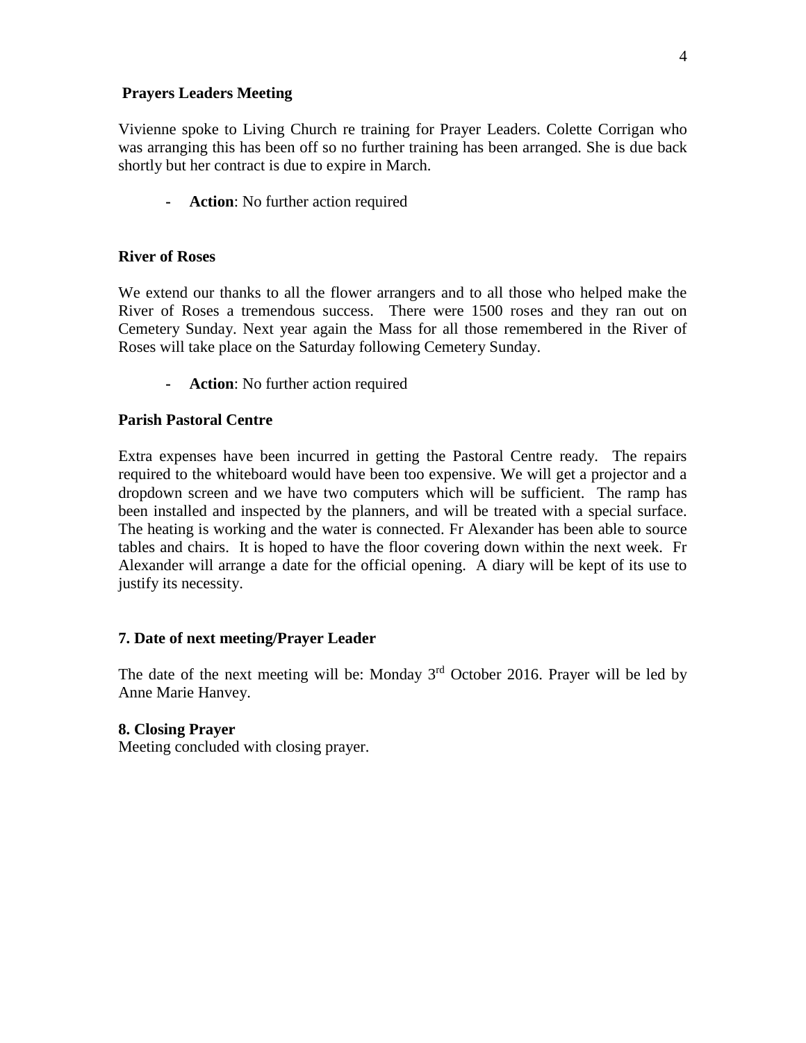**Prayers Leaders Meeting**

Vivienne spoke to Living Church re training for Prayer Leaders. Colette Corrigan who was arranging this has been off so no further training has been arranged. She is due back shortly but her contract is due to expire in March.

- **Action**: No further action required

**River of Roses**

We extend our thanks to all the flower arrangers and to all those who helped make the River of Roses a tremendous success. There were 1500 roses and they ran out on Cemetery Sunday. Next year again the Mass for all those remembered in the River of Roses will take place on the Saturday following Cemetery Sunday.

- **Action**: No further action required

**Parish Pastoral Centre**

Extra expenses have been incurred in getting the Pastoral Centre ready. The repairs required to the whiteboard would have been too expensive. We will get a projector and a dropdown screen and we have two computers which will be sufficient. The ramp has been installed and inspected by the planners, and will be treated with a special surface. The heating is working and the water is connected. Fr Alexander has been able to source tables and chairs. It is hoped to have the floor covering down within the next week. Fr Alexander will arrange a date for the official opening. A diary will be kept of its use to justify its necessity.

**7. Date of next meeting/Prayer Leader**

The date of the next meeting will be: Monday 3rd October 2016. Prayer will be led by Anne Marie Hanvey.

**8. Closing Prayer**

Meeting concluded with closing prayer.